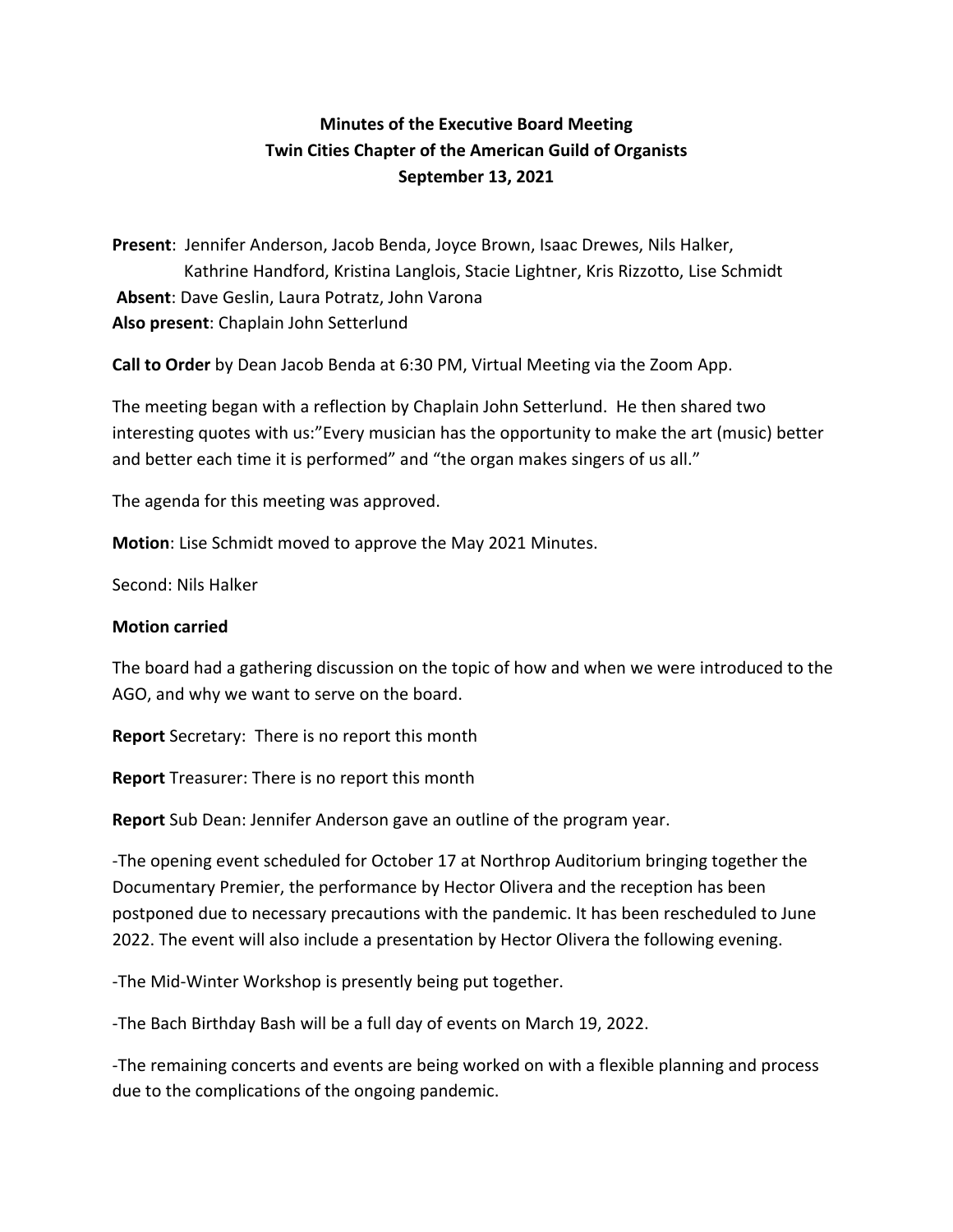**Minutes of the Executive Board Meeting**
**Twin Cities Chapter of the American Guild of Organists**
**September 13, 2021**

**Present**: Jennifer Anderson, Jacob Benda, Joyce Brown, Isaac Drewes, Nils Halker, Kathrine Handford, Kristina Langlois, Stacie Lightner, Kris Rizzotto, Lise Schmidt
**Absent**: Dave Geslin, Laura Potratz, John Varona
**Also present**: Chaplain John Setterlund

**Call to Order** by Dean Jacob Benda at 6:30 PM, Virtual Meeting via the Zoom App.

The meeting began with a reflection by Chaplain John Setterlund. He then shared two interesting quotes with us:"Every musician has the opportunity to make the art (music) better and better each time it is performed" and "the organ makes singers of us all."

The agenda for this meeting was approved.

**Motion**: Lise Schmidt moved to approve the May 2021 Minutes.

Second: Nils Halker

**Motion carried**

The board had a gathering discussion on the topic of how and when we were introduced to the AGO, and why we want to serve on the board.

**Report** Secretary: There is no report this month

**Report** Treasurer: There is no report this month

**Report** Sub Dean: Jennifer Anderson gave an outline of the program year.

-The opening event scheduled for October 17 at Northrop Auditorium bringing together the Documentary Premier, the performance by Hector Olivera and the reception has been postponed due to necessary precautions with the pandemic. It has been rescheduled to June 2022. The event will also include a presentation by Hector Olivera the following evening.

-The Mid-Winter Workshop is presently being put together.

-The Bach Birthday Bash will be a full day of events on March 19, 2022.

-The remaining concerts and events are being worked on with a flexible planning and process due to the complications of the ongoing pandemic.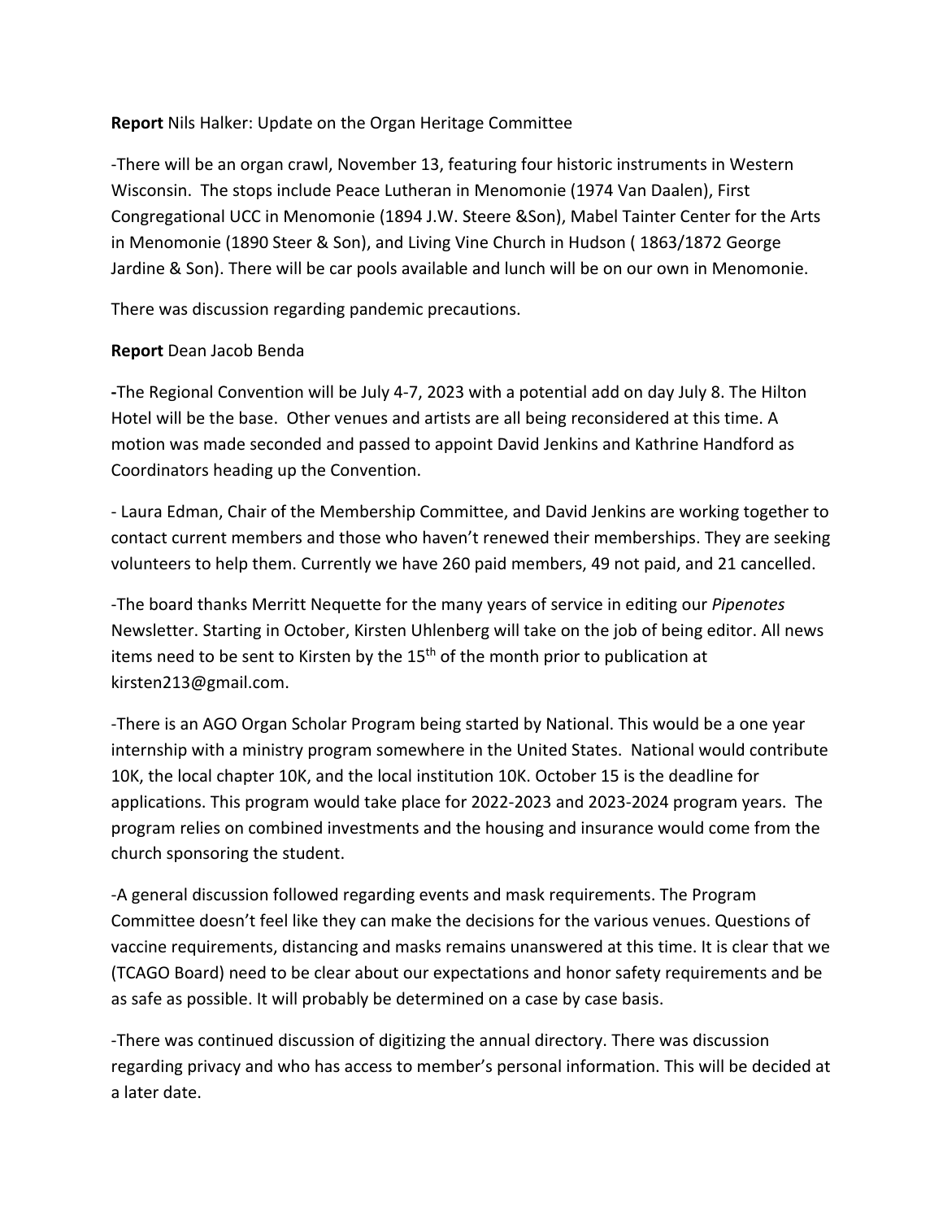**Report** Nils Halker: Update on the Organ Heritage Committee

-There will be an organ crawl, November 13, featuring four historic instruments in Western Wisconsin. The stops include Peace Lutheran in Menomonie (1974 Van Daalen), First Congregational UCC in Menomonie (1894 J.W. Steere &Son), Mabel Tainter Center for the Arts in Menomonie (1890 Steer & Son), and Living Vine Church in Hudson ( 1863/1872 George Jardine & Son). There will be car pools available and lunch will be on our own in Menomonie.

There was discussion regarding pandemic precautions.

**Report** Dean Jacob Benda

**-**The Regional Convention will be July 4-7, 2023 with a potential add on day July 8. The Hilton Hotel will be the base. Other venues and artists are all being reconsidered at this time. A motion was made seconded and passed to appoint David Jenkins and Kathrine Handford as Coordinators heading up the Convention.

- Laura Edman, Chair of the Membership Committee, and David Jenkins are working together to contact current members and those who haven't renewed their memberships. They are seeking volunteers to help them. Currently we have 260 paid members, 49 not paid, and 21 cancelled.

-The board thanks Merritt Nequette for the many years of service in editing our *Pipenotes* Newsletter. Starting in October, Kirsten Uhlenberg will take on the job of being editor. All news items need to be sent to Kirsten by the 15th of the month prior to publication at kirsten213@gmail.com.

-There is an AGO Organ Scholar Program being started by National. This would be a one year internship with a ministry program somewhere in the United States. National would contribute 10K, the local chapter 10K, and the local institution 10K. October 15 is the deadline for applications. This program would take place for 2022-2023 and 2023-2024 program years. The program relies on combined investments and the housing and insurance would come from the church sponsoring the student.

-A general discussion followed regarding events and mask requirements. The Program Committee doesn't feel like they can make the decisions for the various venues. Questions of vaccine requirements, distancing and masks remains unanswered at this time. It is clear that we (TCAGO Board) need to be clear about our expectations and honor safety requirements and be as safe as possible. It will probably be determined on a case by case basis.

-There was continued discussion of digitizing the annual directory. There was discussion regarding privacy and who has access to member's personal information. This will be decided at a later date.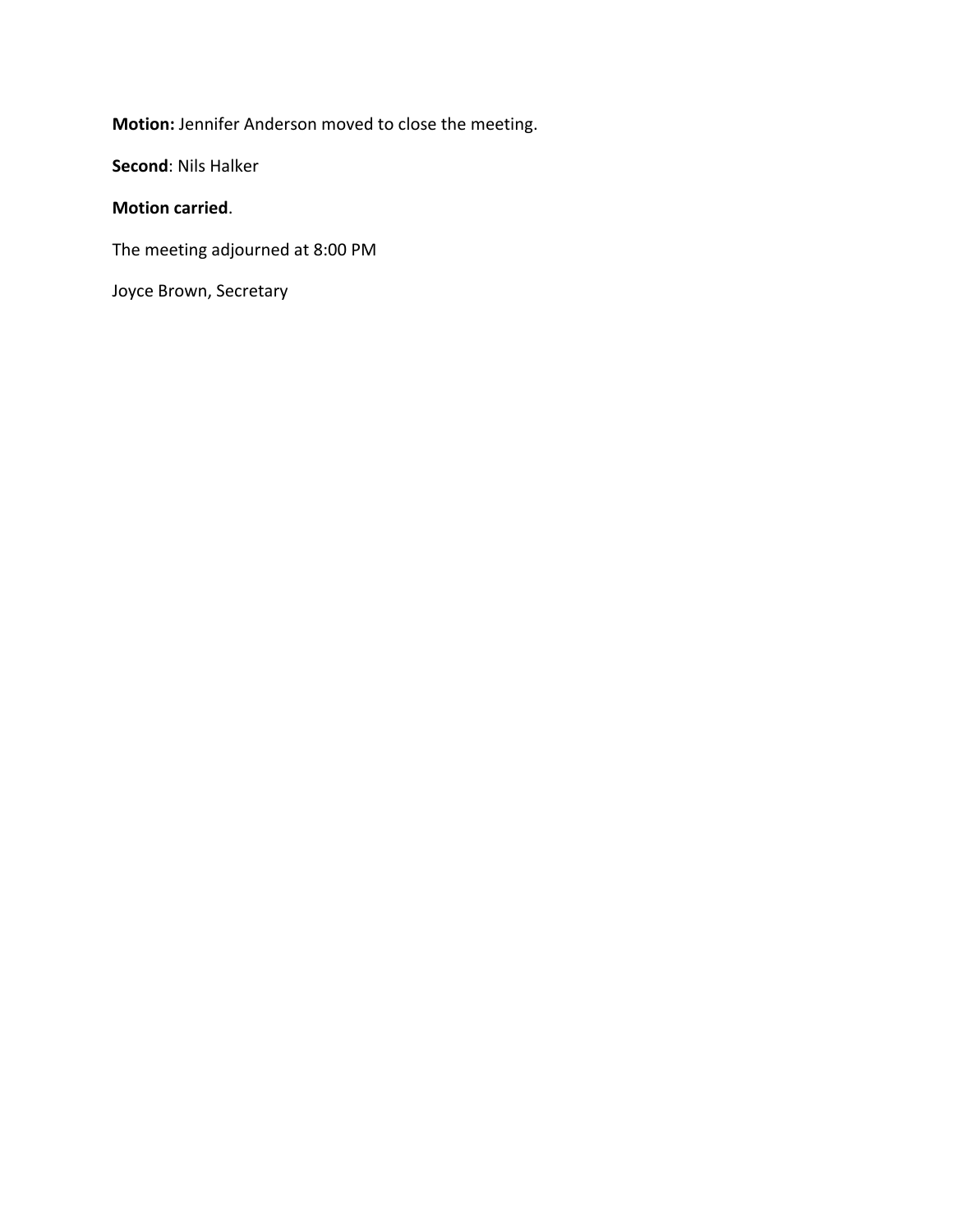**Motion:** Jennifer Anderson moved to close the meeting.

**Second**: Nils Halker

**Motion carried**.

The meeting adjourned at 8:00 PM

Joyce Brown, Secretary